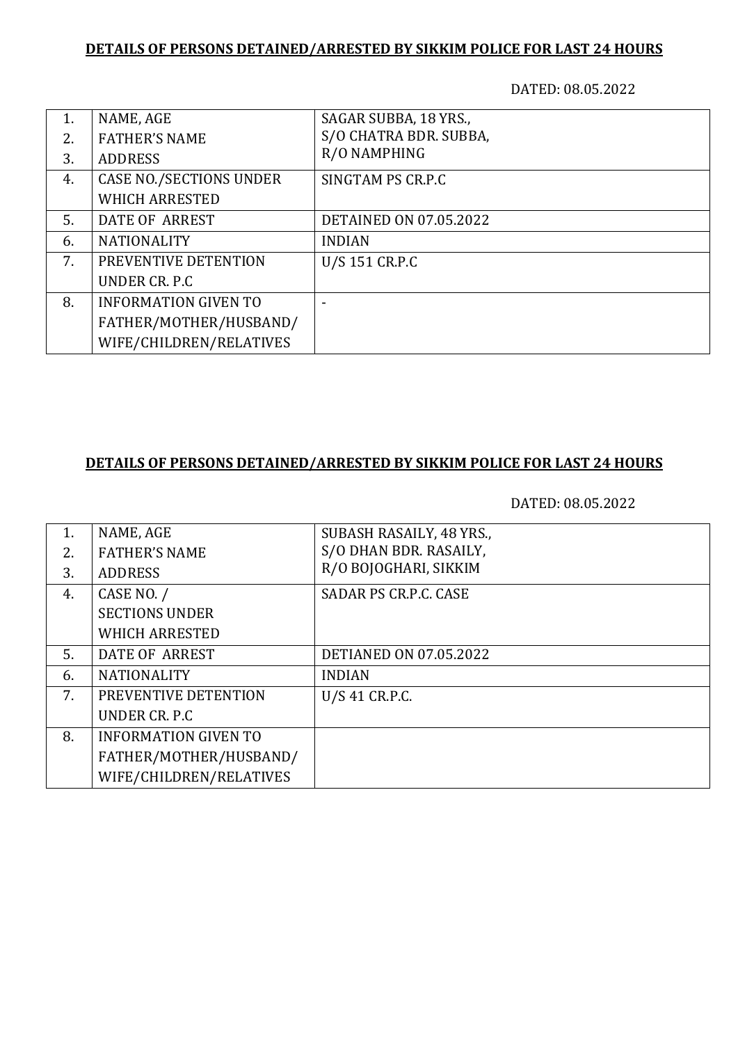**DETAILS OF PERSONS DETAINED/ARRESTED BY SIKKIM POLICE FOR LAST 24 HOURS**

DATED: 08.05.2022

| | | |
|---|---|---|
| 1.<br>2.<br>3. | NAME, AGE<br>FATHER'S NAME<br>ADDRESS | SAGAR SUBBA, 18 YRS.,<br>S/O CHATRA BDR. SUBBA,<br>R/O NAMPHING |
| 4. | CASE NO./SECTIONS UNDER WHICH ARRESTED | SINGTAM PS CR.P.C |
| 5. | DATE OF ARREST | DETAINED ON 07.05.2022 |
| 6. | NATIONALITY | INDIAN |
| 7. | PREVENTIVE DETENTION UNDER CR. P.C | U/S 151 CR.P.C |
| 8. | INFORMATION GIVEN TO FATHER/MOTHER/HUSBAND/ WIFE/CHILDREN/RELATIVES | - |

**DETAILS OF PERSONS DETAINED/ARRESTED BY SIKKIM POLICE FOR LAST 24 HOURS**

DATED: 08.05.2022

| | | |
|---|---|---|
| 1.<br>2.<br>3. | NAME, AGE<br>FATHER'S NAME<br>ADDRESS | SUBASH RASAILY, 48 YRS.,<br>S/O DHAN BDR. RASAILY,<br>R/O BOJOGHARI, SIKKIM |
| 4. | CASE NO. / SECTIONS UNDER WHICH ARRESTED | SADAR PS CR.P.C. CASE |
| 5. | DATE OF ARREST | DETIANED ON 07.05.2022 |
| 6. | NATIONALITY | INDIAN |
| 7. | PREVENTIVE DETENTION UNDER CR. P.C | U/S 41 CR.P.C. |
| 8. | INFORMATION GIVEN TO FATHER/MOTHER/HUSBAND/ WIFE/CHILDREN/RELATIVES | |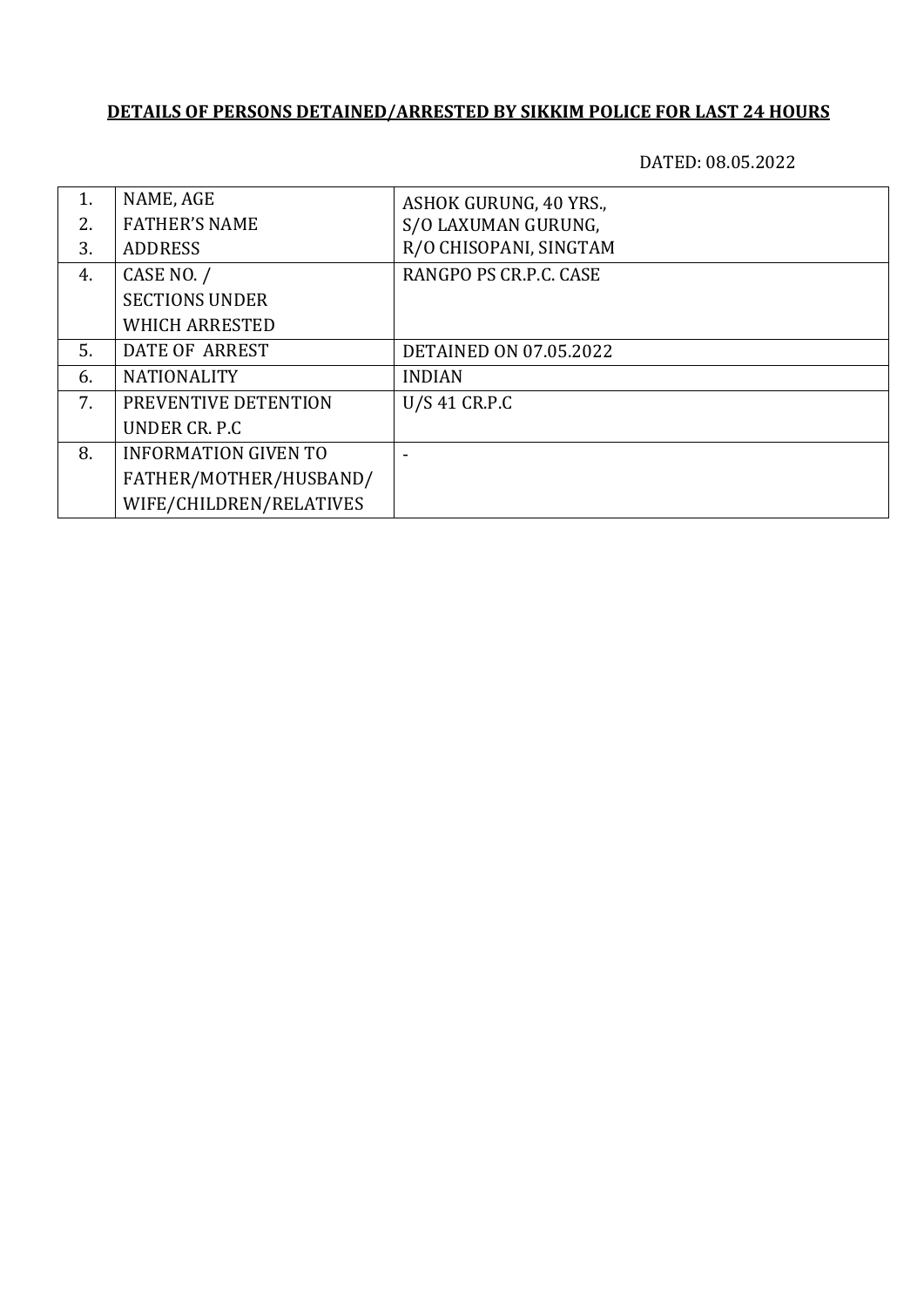**DETAILS OF PERSONS DETAINED/ARRESTED BY SIKKIM POLICE FOR LAST 24 HOURS**

DATED: 08.05.2022

| | | |
|---|---|---|
| 1.<br>2.<br>3. | NAME, AGE<br>FATHER'S NAME<br>ADDRESS | ASHOK GURUNG, 40 YRS.,<br>S/O LAXUMAN GURUNG,<br>R/O CHISOPANI, SINGTAM |
| 4. | CASE NO. /<br>SECTIONS UNDER<br>WHICH ARRESTED | RANGPO PS CR.P.C. CASE |
| 5. | DATE OF ARREST | DETAINED ON 07.05.2022 |
| 6. | NATIONALITY | INDIAN |
| 7. | PREVENTIVE DETENTION<br>UNDER CR. P.C | U/S 41 CR.P.C |
| 8. | INFORMATION GIVEN TO<br>FATHER/MOTHER/HUSBAND/<br>WIFE/CHILDREN/RELATIVES | - |